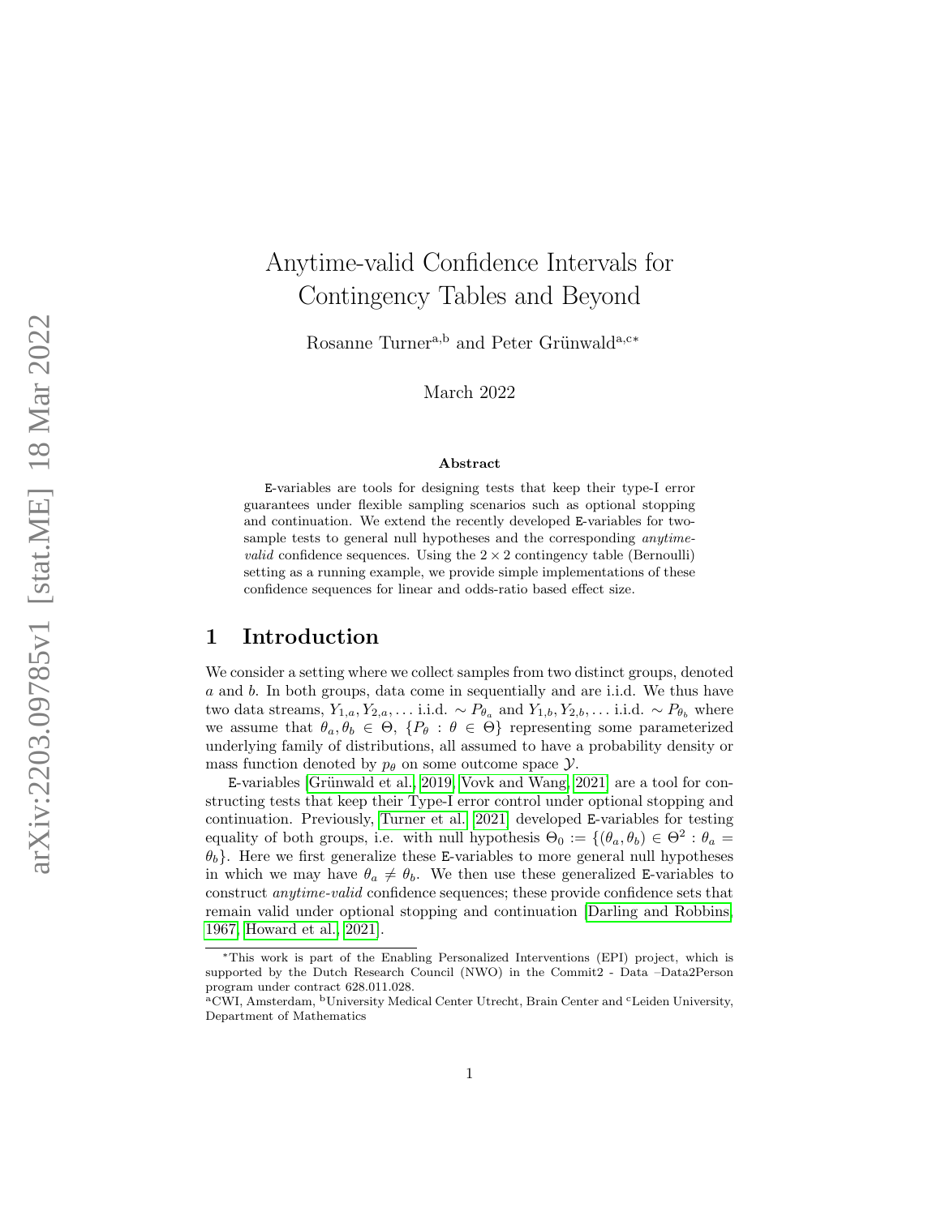# Anytime-valid Confidence Intervals for Contingency Tables and Beyond

Rosanne Turner[a,b] and Peter Grünwald[a,c*]

March 2022

### Abstract

E-variables are tools for designing tests that keep their type-I error guarantees under flexible sampling scenarios such as optional stopping and continuation. We extend the recently developed E-variables for two-sample tests to general null hypotheses and the corresponding *anytime-valid* confidence sequences. Using the $2 \times 2$ contingency table (Bernoulli) setting as a running example, we provide simple implementations of these confidence sequences for linear and odds-ratio based effect size.

## 1 Introduction

We consider a setting where we collect samples from two distinct groups, denoted $a$ and $b$. In both groups, data come in sequentially and are i.i.d. We thus have two data streams, $Y_{1,a}, Y_{2,a}, \ldots$ i.i.d. $\sim P_{\theta_a}$ and $Y_{1,b}, Y_{2,b}, \ldots$ i.i.d. $\sim P_{\theta_b}$ where we assume that $\theta_a, \theta_b \in \Theta$, $\{P_\theta : \theta \in \Theta\}$ representing some parameterized underlying family of distributions, all assumed to have a probability density or mass function denoted by $p_\theta$ on some outcome space $\mathcal{Y}$.

E-variables [Grünwald et al., 2019, Vovk and Wang, 2021] are a tool for constructing tests that keep their Type-I error control under optional stopping and continuation. Previously, Turner et al. [2021] developed E-variables for testing equality of both groups, i.e. with null hypothesis $\Theta_0 := \{(\theta_a, \theta_b) \in \Theta^2 : \theta_a = \theta_b\}$. Here we first generalize these E-variables to more general null hypotheses in which we may have $\theta_a \neq \theta_b$. We then use these generalized E-variables to construct *anytime-valid* confidence sequences; these provide confidence sets that remain valid under optional stopping and continuation [Darling and Robbins, 1967, Howard et al., 2021].

---

*This work is part of the Enabling Personalized Interventions (EPI) project, which is supported by the Dutch Research Council (NWO) in the Commit2 - Data –Data2Person program under contract 628.011.028.

[a]CWI, Amsterdam, [b]University Medical Center Utrecht, Brain Center and [c]Leiden University, Department of Mathematics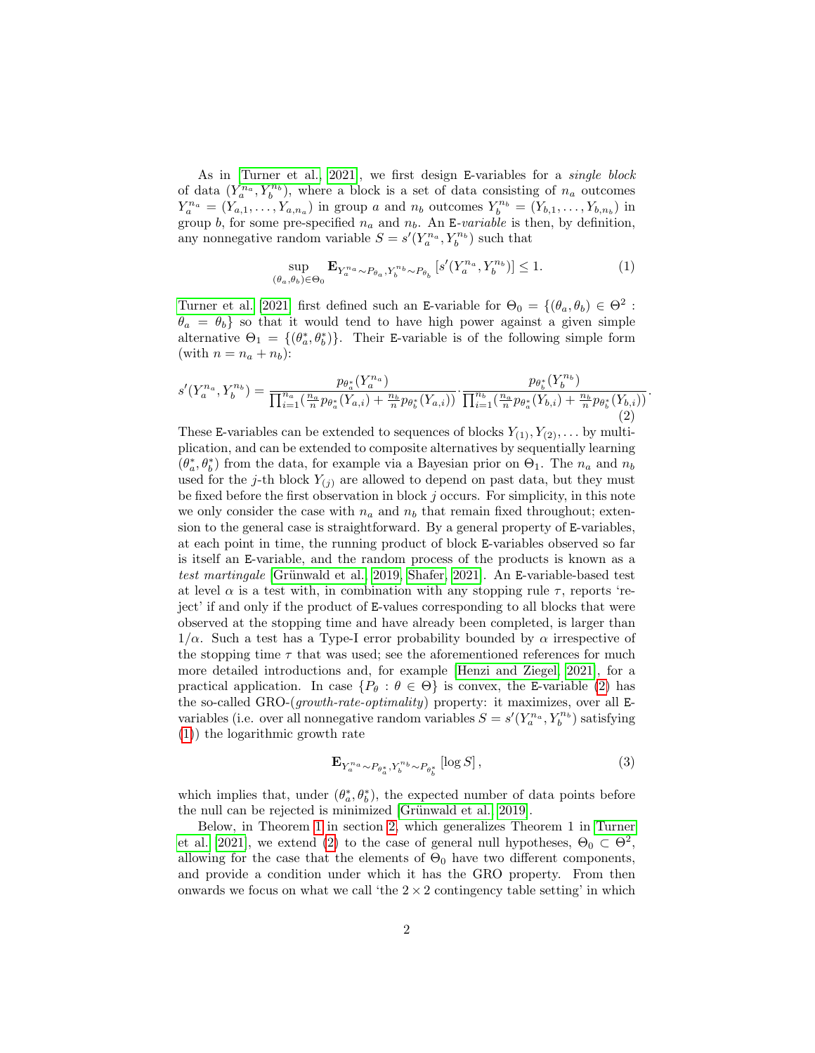As in [Turner et al., 2021], we first design E-variables for a *single block* of data $(Y_a^{n_a}, Y_b^{n_b})$, where a block is a set of data consisting of $n_a$ outcomes $Y_a^{n_a} = (Y_{a,1}, \ldots, Y_{a,n_a})$ in group $a$ and $n_b$ outcomes $Y_b^{n_b} = (Y_{b,1}, \ldots, Y_{b,n_b})$ in group $b$, for some pre-specified $n_a$ and $n_b$. An E-*variable* is then, by definition, any nonnegative random variable $S = s'(Y_a^{n_a}, Y_b^{n_b})$ such that

$$\sup_{(\theta_a, \theta_b) \in \Theta_0} \mathbf{E}_{Y_a^{n_a} \sim P_{\theta_a}, Y_b^{n_b} \sim P_{\theta_b}} \left[ s'(Y_a^{n_a}, Y_b^{n_b}) \right] \leq 1. \tag{1}$$

[Turner et al. 2021] first defined such an E-variable for $\Theta_0 = \{(\theta_a, \theta_b) \in \Theta^2 : \theta_a = \theta_b\}$ so that it would tend to have high power against a given simple alternative $\Theta_1 = \{(\theta_a^*, \theta_b^*)\}$. Their E-variable is of the following simple form (with $n = n_a + n_b$):

$$s'(Y_a^{n_a}, Y_b^{n_b}) = \frac{p_{\theta_a^*}(Y_a^{n_a})}{\prod_{i=1}^{n_a} (\frac{n_a}{n} p_{\theta_a^*}(Y_{a,i}) + \frac{n_b}{n} p_{\theta_b^*}(Y_{a,i}))} \cdot \frac{p_{\theta_b^*}(Y_b^{n_b})}{\prod_{i=1}^{n_b} (\frac{n_a}{n} p_{\theta_a^*}(Y_{b,i}) + \frac{n_b}{n} p_{\theta_b^*}(Y_{b,i}))}. \tag{2}$$

These E-variables can be extended to sequences of blocks $Y_{(1)}, Y_{(2)}, \ldots$ by multiplication, and can be extended to composite alternatives by sequentially learning $(\theta_a^*, \theta_b^*)$ from the data, for example via a Bayesian prior on $\Theta_1$. The $n_a$ and $n_b$ used for the $j$-th block $Y_{(j)}$ are allowed to depend on past data, but they must be fixed before the first observation in block $j$ occurs. For simplicity, in this note we only consider the case with $n_a$ and $n_b$ that remain fixed throughout; extension to the general case is straightforward. By a general property of E-variables, at each point in time, the running product of block E-variables observed so far is itself an E-variable, and the random process of the products is known as a *test martingale* [Grünwald et al., 2019, Shafer, 2021]. An E-variable-based test at level $\alpha$ is a test with, in combination with any stopping rule $\tau$, reports 'reject' if and only if the product of E-values corresponding to all blocks that were observed at the stopping time and have already been completed, is larger than $1/\alpha$. Such a test has a Type-I error probability bounded by $\alpha$ irrespective of the stopping time $\tau$ that was used; see the aforementioned references for much more detailed introductions and, for example [Henzi and Ziegel, 2021], for a practical application. In case $\{P_\theta : \theta \in \Theta\}$ is convex, the E-variable (2) has the so-called GRO-(*growth-rate-optimality*) property: it maximizes, over all E-variables (i.e. over all nonnegative random variables $S = s'(Y_a^{n_a}, Y_b^{n_b})$ satisfying (1)) the logarithmic growth rate

$$\mathbf{E}_{Y_a^{n_a} \sim P_{\theta_a^*}, Y_b^{n_b} \sim P_{\theta_b^*}} \left[ \log S \right], \tag{3}$$

which implies that, under $(\theta_a^*, \theta_b^*)$, the expected number of data points before the null can be rejected is minimized [Grünwald et al., 2019].

Below, in Theorem 1 in section 2, which generalizes Theorem 1 in [Turner et al. 2021], we extend (2) to the case of general null hypotheses, $\Theta_0 \subset \Theta^2$, allowing for the case that the elements of $\Theta_0$ have two different components, and provide a condition under which it has the GRO property. From then onwards we focus on what we call 'the $2 \times 2$ contingency table setting' in which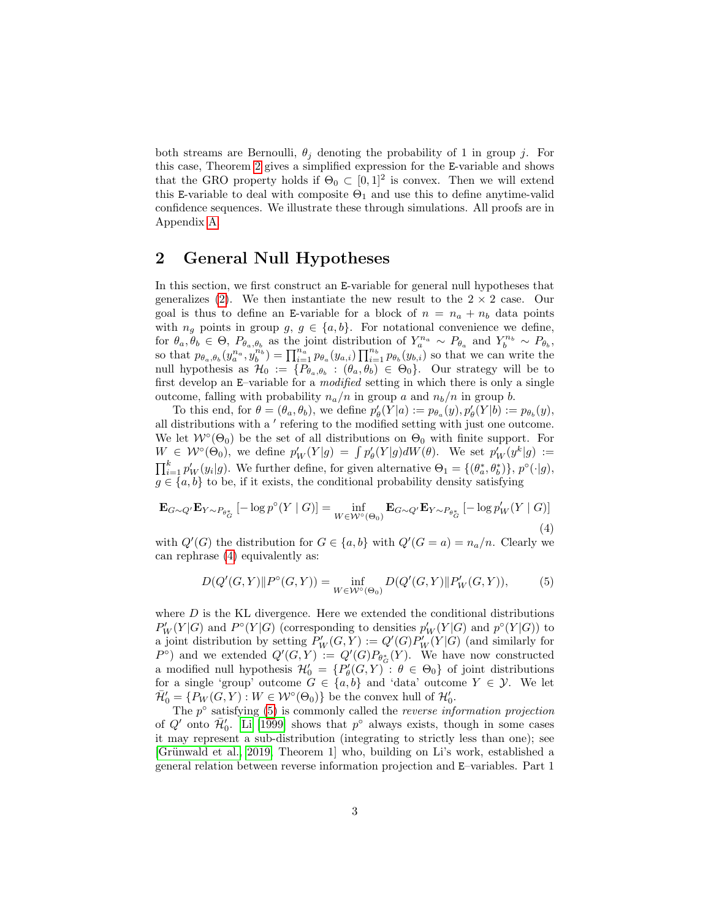both streams are Bernoulli, $\theta_j$ denoting the probability of 1 in group $j$. For this case, Theorem 2 gives a simplified expression for the E-variable and shows that the GRO property holds if $\Theta_0 \subset [0,1]^2$ is convex. Then we will extend this E-variable to deal with composite $\Theta_1$ and use this to define anytime-valid confidence sequences. We illustrate these through simulations. All proofs are in Appendix A.

## 2 General Null Hypotheses

In this section, we first construct an E-variable for general null hypotheses that generalizes (2). We then instantiate the new result to the $2 \times 2$ case. Our goal is thus to define an E-variable for a block of $n = n_a + n_b$ data points with $n_g$ points in group $g$, $g \in \{a, b\}$. For notational convenience we define, for $\theta_a, \theta_b \in \Theta$, $P_{\theta_a,\theta_b}$ as the joint distribution of $Y_a^{n_a} \sim P_{\theta_a}$ and $Y_b^{n_b} \sim P_{\theta_b}$, so that $p_{\theta_a,\theta_b}(y_a^{n_a}, y_b^{n_b}) = \prod_{i=1}^{n_a} p_{\theta_a}(y_{a,i}) \prod_{i=1}^{n_b} p_{\theta_b}(y_{b,i})$ so that we can write the null hypothesis as $\mathcal{H}_0 := \{P_{\theta_a,\theta_b} : (\theta_a, \theta_b) \in \Theta_0\}$. Our strategy will be to first develop an E–variable for a *modified* setting in which there is only a single outcome, falling with probability $n_a/n$ in group $a$ and $n_b/n$ in group $b$.

To this end, for $\theta = (\theta_a, \theta_b)$, we define $p'_\theta(Y|a) := p_{\theta_a}(y), p'_\theta(Y|b) := p_{\theta_b}(y)$, all distributions with a $'$ refering to the modified setting with just one outcome. We let $\mathcal{W}^\circ(\Theta_0)$ be the set of all distributions on $\Theta_0$ with finite support. For $W \in \mathcal{W}^\circ(\Theta_0)$, we define $p'_W(Y|g) = \int p'_\theta(Y|g) dW(\theta)$. We set $p'_W(y^k|g) := \prod_{i=1}^k p'_W(y_i|g)$. We further define, for given alternative $\Theta_1 = \{(\theta_a^*, \theta_b^*)\}$, $p^\circ(\cdot|g)$, $g \in \{a, b\}$ to be, if it exists, the conditional probability density satisfying

$$
\mathbf{E}_{G \sim Q'} \mathbf{E}_{Y \sim P_{\theta_G^*}} [-\log p^\circ(Y \mid G)] = \inf_{W \in \mathcal{W}^\circ(\Theta_0)} \mathbf{E}_{G \sim Q'} \mathbf{E}_{Y \sim P_{\theta_G^*}} [-\log p'_W(Y \mid G)] \tag{4}
$$

with $Q'(G)$ the distribution for $G \in \{a, b\}$ with $Q'(G = a) = n_a/n$. Clearly we can rephrase (4) equivalently as:

$$
D(Q'(G, Y) \| P^\circ(G, Y)) = \inf_{W \in \mathcal{W}^\circ(\Theta_0)} D(Q'(G, Y) \| P'_W(G, Y)), \tag{5}
$$

where $D$ is the KL divergence. Here we extended the conditional distributions $P'_W(Y|G)$ and $P^\circ(Y|G)$ (corresponding to densities $p'_W(Y|G)$ and $p^\circ(Y|G)$) to a joint distribution by setting $P'_W(G, Y) := Q'(G) P'_W(Y|G)$ (and similarly for $P^\circ$) and we extended $Q'(G, Y) := Q'(G) P_{\theta_G^*}(Y)$. We have now constructed a modified null hypothesis $\mathcal{H}'_0 = \{P'_\theta(G, Y) : \theta \in \Theta_0\}$ of joint distributions for a single 'group' outcome $G \in \{a, b\}$ and 'data' outcome $Y \in \mathcal{Y}$. We let $\bar{\mathcal{H}}'_0 = \{P_W(G, Y) : W \in \mathcal{W}^\circ(\Theta_0)\}$ be the convex hull of $\mathcal{H}'_0$.

The $p^\circ$ satisfying (5) is commonly called the *reverse information projection* of $Q'$ onto $\bar{\mathcal{H}}'_0$. Li [1999] shows that $p^\circ$ always exists, though in some cases it may represent a sub-distribution (integrating to strictly less than one); see [Grünwald et al., 2019, Theorem 1] who, building on Li's work, established a general relation between reverse information projection and E–variables. Part 1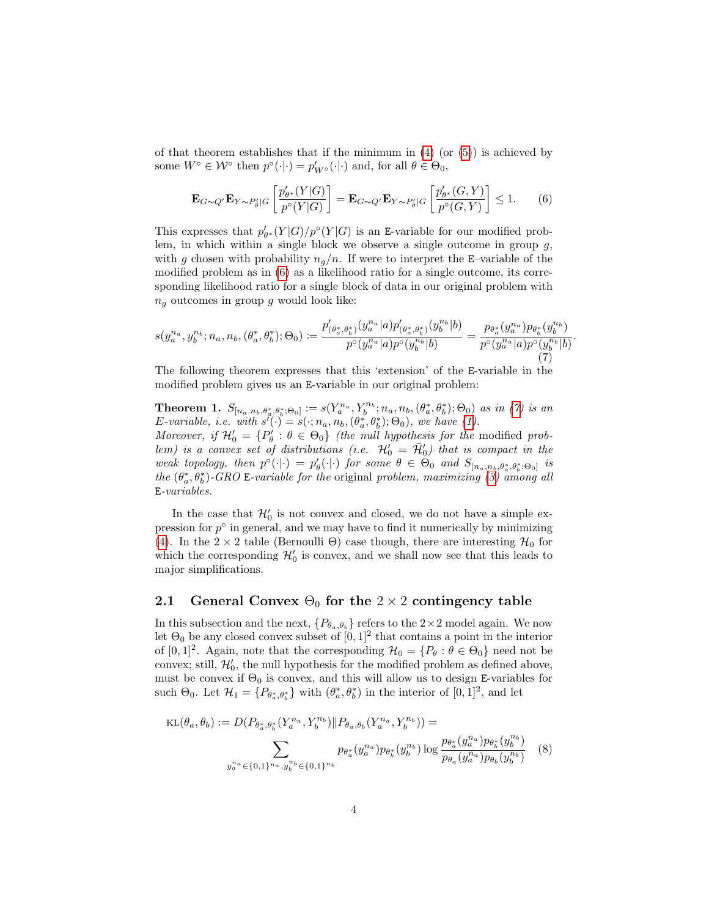of that theorem establishes that if the minimum in (4) (or (5)) is achieved by some $W^\circ \in \mathcal{W}^\circ$ then $p^\circ(\cdot|\cdot) = p'_{W^\circ}(\cdot|\cdot)$ and, for all $\theta \in \Theta_0$,

$$\mathbf{E}_{G\sim Q'}\mathbf{E}_{Y\sim P'_\theta|G}\left[\frac{p'_{\theta^*}(Y|G)}{p^\circ(Y|G)}\right] = \mathbf{E}_{G\sim Q'}\mathbf{E}_{Y\sim P'_\theta|G}\left[\frac{p'_{\theta^*}(G,Y)}{p^\circ(G,Y)}\right] \leq 1. \quad (6)$$

This expresses that $p'_{\theta^*}(Y|G)/p^\circ(Y|G)$ is an E-variable for our modified problem, in which within a single block we observe a single outcome in group $g$, with $g$ chosen with probability $n_g/n$. If were to interpret the E–variable of the modified problem as in (6) as a likelihood ratio for a single outcome, its corresponding likelihood ratio for a single block of data in our original problem with $n_g$ outcomes in group $g$ would look like:

$$s(y_a^{n_a}, y_b^{n_b}; n_a, n_b, (\theta_a^*, \theta_b^*); \Theta_0) := \frac{p'_{(\theta_a^*,\theta_b^*)}(y_a^{n_a}|a)p'_{(\theta_a^*,\theta_b^*)}(y_b^{n_b}|b)}{p^\circ(y_a^{n_a}|a)p^\circ(y_b^{n_b}|b)} = \frac{p_{\theta_a^*}(y_a^{n_a})p_{\theta_b^*}(y_b^{n_b})}{p^\circ(y_a^{n_a}|a)p^\circ(y_b^{n_b}|b)}. \quad (7)$$

The following theorem expresses that this 'extension' of the E-variable in the modified problem gives us an E-variable in our original problem:

**Theorem 1.** *$S_{[n_a,n_b,\theta_a^*,\theta_b^*;\Theta_0]} := s(Y_a^{n_a}, Y_b^{n_b}; n_a, n_b, (\theta_a^*, \theta_b^*); \Theta_0)$ as in (7) is an E-variable, i.e. with $s'(\cdot) = s(\cdot; n_a, n_b, (\theta_a^*, \theta_b^*); \Theta_0)$, we have (1).*
*Moreover, if $\mathcal{H}'_0 = \{P'_\theta : \theta \in \Theta_0\}$ (the null hypothesis for the* modified *problem) is a convex set of distributions (i.e. $\mathcal{H}'_0 = \bar{\mathcal{H}}'_0$) that is compact in the weak topology, then $p^\circ(\cdot|\cdot) = p'_\theta(\cdot|\cdot)$ for some $\theta \in \Theta_0$ and $S_{[n_a,n_b,\theta_a^*,\theta_b^*;\Theta_0]}$ is the $(\theta_a^*, \theta_b^*)$-GRO E-variable for the* original *problem, maximizing (3) among all E-variables.*

In the case that $\mathcal{H}'_0$ is not convex and closed, we do not have a simple expression for $p^\circ$ in general, and we may have to find it numerically by minimizing (4). In the $2 \times 2$ table (Bernoulli $\Theta$) case though, there are interesting $\mathcal{H}_0$ for which the corresponding $\mathcal{H}'_0$ is convex, and we shall now see that this leads to major simplifications.

## 2.1 General Convex $\Theta_0$ for the $2 \times 2$ contingency table

In this subsection and the next, $\{P_{\theta_a,\theta_b}\}$ refers to the $2\times 2$ model again. We now let $\Theta_0$ be any closed convex subset of $[0,1]^2$ that contains a point in the interior of $[0,1]^2$. Again, note that the corresponding $\mathcal{H}_0 = \{P_\theta : \theta \in \Theta_0\}$ need not be convex; still, $\mathcal{H}'_0$, the null hypothesis for the modified problem as defined above, must be convex if $\Theta_0$ is convex, and this will allow us to design E-variables for such $\Theta_0$. Let $\mathcal{H}_1 = \{P_{\theta_a^*,\theta_b^*}\}$ with $(\theta_a^*, \theta_b^*)$ in the interior of $[0,1]^2$, and let

$$\text{KL}(\theta_a, \theta_b) := D(P_{\theta_a^*,\theta_b^*}(Y_a^{n_a}, Y_b^{n_b}) \| P_{\theta_a,\theta_b}(Y_a^{n_a}, Y_b^{n_b})) = \sum_{y_a^{n_a}\in\{0,1\}^{n_a}, y_b^{n_b}\in\{0,1\}^{n_b}} p_{\theta_a^*}(y_a^{n_a})p_{\theta_b^*}(y_b^{n_b}) \log \frac{p_{\theta_a^*}(y_a^{n_a})p_{\theta_b^*}(y_b^{n_b})}{p_{\theta_a}(y_a^{n_a})p_{\theta_b}(y_b^{n_b})} \quad (8)$$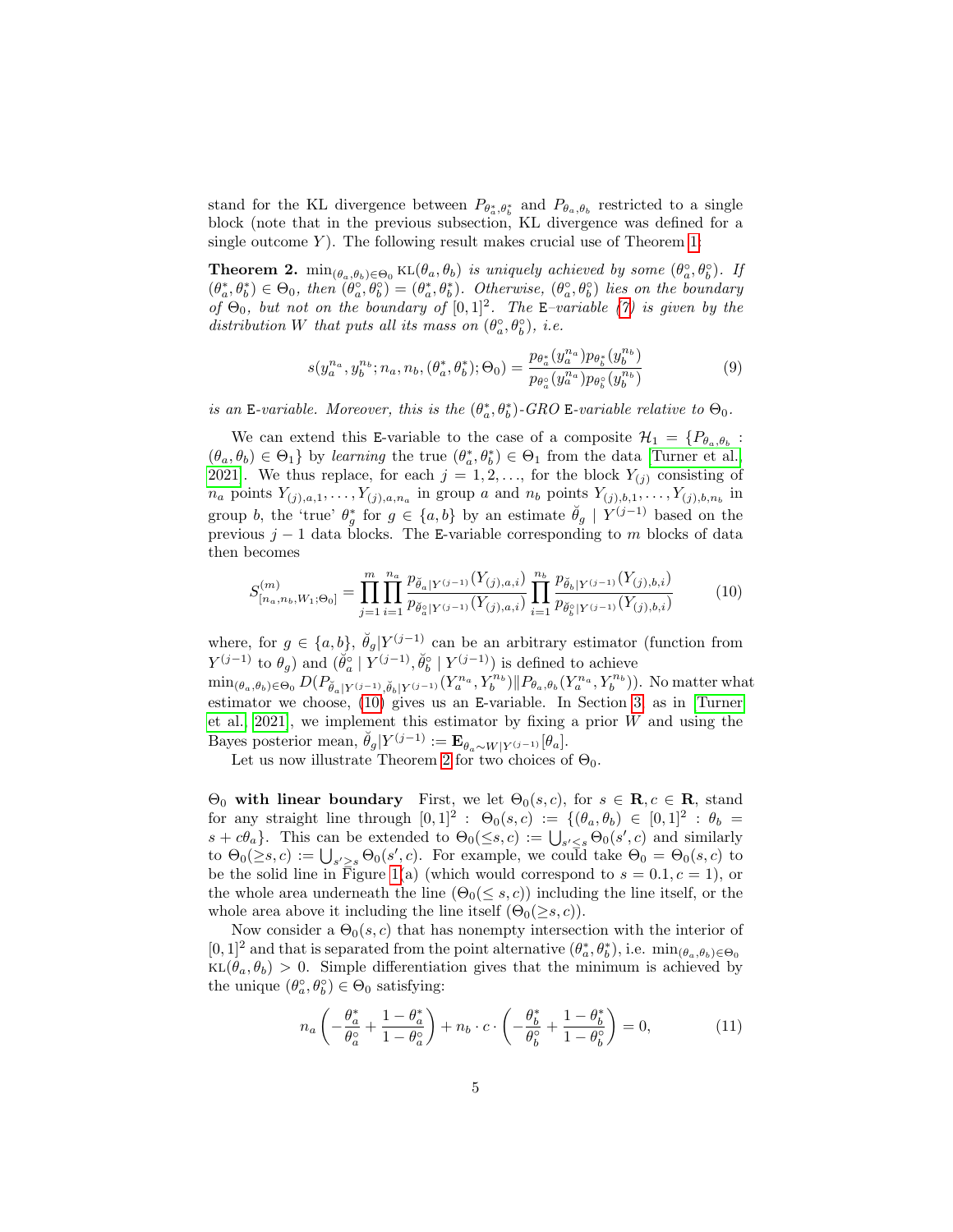stand for the KL divergence between $P_{\theta_a^*,\theta_b^*}$ and $P_{\theta_a,\theta_b}$ restricted to a single block (note that in the previous subsection, KL divergence was defined for a single outcome $Y$). The following result makes crucial use of Theorem 1:

**Theorem 2.** $\min_{(\theta_a,\theta_b)\in\Theta_0} \text{KL}(\theta_a,\theta_b)$ *is uniquely achieved by some* $(\theta_a^\circ,\theta_b^\circ)$. *If* $(\theta_a^*,\theta_b^*) \in \Theta_0$, *then* $(\theta_a^\circ,\theta_b^\circ) = (\theta_a^*,\theta_b^*)$. *Otherwise,* $(\theta_a^\circ,\theta_b^\circ)$ *lies on the boundary of* $\Theta_0$, *but not on the boundary of* $[0,1]^2$. *The* E*–variable (7) is given by the distribution* $W$ *that puts all its mass on* $(\theta_a^\circ,\theta_b^\circ)$, *i.e.*

$$s(y_a^{n_a}, y_b^{n_b}; n_a, n_b, (\theta_a^*,\theta_b^*); \Theta_0) = \frac{p_{\theta_a^*}(y_a^{n_a}) p_{\theta_b^*}(y_b^{n_b})}{p_{\theta_a^\circ}(y_a^{n_a}) p_{\theta_b^\circ}(y_b^{n_b})} \tag{9}$$

*is an* E*-variable. Moreover, this is the* $(\theta_a^*,\theta_b^*)$*-GRO* E*-variable relative to* $\Theta_0$.

We can extend this E-variable to the case of a composite $\mathcal{H}_1 = \{P_{\theta_a,\theta_b} : (\theta_a,\theta_b) \in \Theta_1\}$ by *learning* the true $(\theta_a^*,\theta_b^*) \in \Theta_1$ from the data [Turner et al., 2021]. We thus replace, for each $j = 1, 2, \ldots,$ for the block $Y_{(j)}$ consisting of $n_a$ points $Y_{(j),a,1}, \ldots, Y_{(j),a,n_a}$ in group $a$ and $n_b$ points $Y_{(j),b,1}, \ldots, Y_{(j),b,n_b}$ in group $b$, the 'true' $\theta_g^*$ for $g \in \{a,b\}$ by an estimate $\breve{\theta}_g \mid Y^{(j-1)}$ based on the previous $j-1$ data blocks. The E-variable corresponding to $m$ blocks of data then becomes

$$S^{(m)}_{[n_a,n_b,W_1;\Theta_0]} = \prod_{j=1}^{m} \prod_{i=1}^{n_a} \frac{p_{\breve{\theta}_a|Y^{(j-1)}}(Y_{(j),a,i})}{p_{\breve{\theta}_a^\circ|Y^{(j-1)}}(Y_{(j),a,i})} \prod_{i=1}^{n_b} \frac{p_{\breve{\theta}_b|Y^{(j-1)}}(Y_{(j),b,i})}{p_{\breve{\theta}_b^\circ|Y^{(j-1)}}(Y_{(j),b,i})} \tag{10}$$

where, for $g \in \{a,b\}$, $\breve{\theta}_g|Y^{(j-1)}$ can be an arbitrary estimator (function from $Y^{(j-1)}$ to $\theta_g$) and $(\breve{\theta}_a^\circ \mid Y^{(j-1)}, \breve{\theta}_b^\circ \mid Y^{(j-1)})$ is defined to achieve $\min_{(\theta_a,\theta_b)\in\Theta_0} D(P_{\breve{\theta}_a|Y^{(j-1)},\breve{\theta}_b|Y^{(j-1)}}(Y_a^{n_a}, Y_b^{n_b}) \| P_{\theta_a,\theta_b}(Y_a^{n_a}, Y_b^{n_b}))$. No matter what estimator we choose, (10) gives us an E-variable. In Section 3, as in [Turner et al., 2021], we implement this estimator by fixing a prior $W$ and using the Bayes posterior mean, $\breve{\theta}_g|Y^{(j-1)} := \mathbf{E}_{\theta_a \sim W|Y^{(j-1)}}[\theta_a]$.

Let us now illustrate Theorem 2 for two choices of $\Theta_0$.

**$\Theta_0$ with linear boundary** First, we let $\Theta_0(s,c)$, for $s \in \mathbf{R}, c \in \mathbf{R}$, stand for any straight line through $[0,1]^2 : \Theta_0(s,c) := \{(\theta_a,\theta_b) \in [0,1]^2 : \theta_b = s + c\theta_a\}$. This can be extended to $\Theta_0(\leq s,c) := \bigcup_{s' \leq s} \Theta_0(s',c)$ and similarly to $\Theta_0(\geq s,c) := \bigcup_{s' \geq s} \Theta_0(s',c)$. For example, we could take $\Theta_0 = \Theta_0(s,c)$ to be the solid line in Figure 1(a) (which would correspond to $s = 0.1, c = 1$), or the whole area underneath the line ($\Theta_0(\leq s,c)$) including the line itself, or the whole area above it including the line itself ($\Theta_0(\geq s,c)$).

Now consider a $\Theta_0(s,c)$ that has nonempty intersection with the interior of $[0,1]^2$ and that is separated from the point alternative $(\theta_a^*,\theta_b^*)$, i.e. $\min_{(\theta_a,\theta_b)\in\Theta_0} \text{KL}(\theta_a,\theta_b) > 0$. Simple differentiation gives that the minimum is achieved by the unique $(\theta_a^\circ,\theta_b^\circ) \in \Theta_0$ satisfying:

$$n_a \left( -\frac{\theta_a^*}{\theta_a^\circ} + \frac{1-\theta_a^*}{1-\theta_a^\circ} \right) + n_b \cdot c \cdot \left( -\frac{\theta_b^*}{\theta_b^\circ} + \frac{1-\theta_b^*}{1-\theta_b^\circ} \right) = 0, \tag{11}$$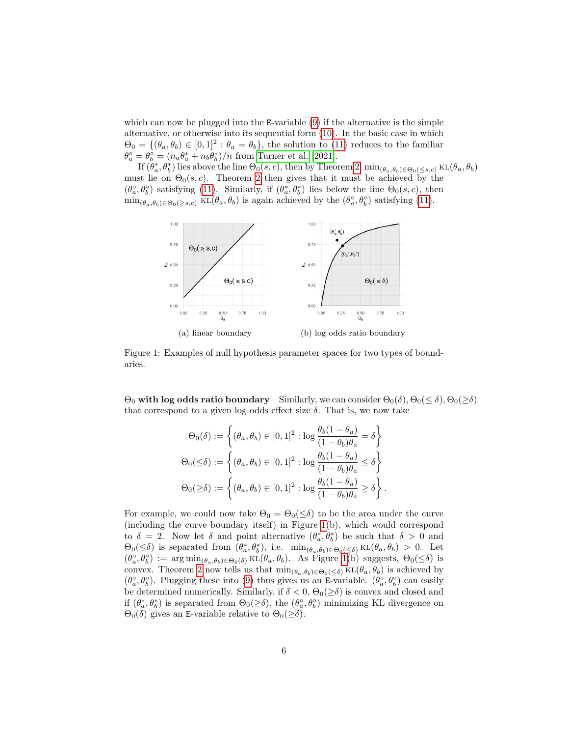which can now be plugged into the E-variable (9) if the alternative is the simple alternative, or otherwise into its sequential form (10). In the basic case in which $\Theta_0 = \{(\theta_a, \theta_b) \in [0,1]^2 : \theta_a = \theta_b\}$, the solution to (11) reduces to the familiar $\theta_a^\circ = \theta_b^\circ = (n_a\theta_a^* + n_b\theta_b^*)/n$ from Turner et al. [2021].

If $(\theta_a^*, \theta_b^*)$ lies above the line $\Theta_0(s,c)$, then by Theorem 2 $\min_{(\theta_a,\theta_b)\in\Theta_0(\leq s,c)} \mathrm{KL}(\theta_a, \theta_b)$ must lie on $\Theta_0(s,c)$. Theorem 2 then gives that it must be achieved by the $(\theta_a^\circ, \theta_b^\circ)$ satisfying (11). Similarly, if $(\theta_a^*, \theta_b^*)$ lies below the line $\Theta_0(s,c)$, then $\min_{(\theta_a,\theta_b)\in\Theta_0(\geq s,c)} \mathrm{KL}(\theta_a, \theta_b)$ is again achieved by the $(\theta_a^\circ, \theta_b^\circ)$ satisfying (11).

(a) linear boundary

(b) log odds ratio boundary

Figure 1: Examples of null hypothesis parameter spaces for two types of boundaries.

**$\Theta_0$ with log odds ratio boundary** Similarly, we can consider $\Theta_0(\delta), \Theta_0(\leq \delta), \Theta_0(\geq\delta)$ that correspond to a given log odds effect size $\delta$. That is, we now take

$$\Theta_0(\delta) := \left\{(\theta_a, \theta_b) \in [0,1]^2 : \log \frac{\theta_b(1-\theta_a)}{(1-\theta_b)\theta_a} = \delta\right\}$$

$$\Theta_0(\leq\delta) := \left\{(\theta_a, \theta_b) \in [0,1]^2 : \log \frac{\theta_b(1-\theta_a)}{(1-\theta_b)\theta_a} \leq \delta\right\}$$

$$\Theta_0(\geq\delta) := \left\{(\theta_a, \theta_b) \in [0,1]^2 : \log \frac{\theta_b(1-\theta_a)}{(1-\theta_b)\theta_a} \geq \delta\right\}.$$

For example, we could now take $\Theta_0 = \Theta_0(\leq\delta)$ to be the area under the curve (including the curve boundary itself) in Figure 1(b), which would correspond to $\delta = 2$. Now let $\delta$ and point alternative $(\theta_a^*, \theta_b^*)$ be such that $\delta > 0$ and $\Theta_0(\leq\delta)$ is separated from $(\theta_a^*, \theta_b^*)$, i.e. $\min_{(\theta_a,\theta_b)\in\Theta_0(\leq\delta)} \mathrm{KL}(\theta_a, \theta_b) > 0$. Let $(\theta_a^\circ, \theta_b^\circ) := \arg\min_{(\theta_a,\theta_b)\in\Theta_0(\delta)} \mathrm{KL}(\theta_a, \theta_b)$. As Figure 1(b) suggests, $\Theta_0(\leq\delta)$ is convex. Theorem 2 now tells us that $\min_{(\theta_a,\theta_b)\in\Theta_0(\leq\delta)} \mathrm{KL}(\theta_a, \theta_b)$ is achieved by $(\theta_a^\circ, \theta_b^\circ)$. Plugging these into (9) thus gives us an E-variable. $(\theta_a^\circ, \theta_b^\circ)$ can easily be determined numerically. Similarly, if $\delta < 0$, $\Theta_0(\geq\delta)$ is convex and closed and if $(\theta_a^*, \theta_b^*)$ is separated from $\Theta_0(\geq\delta)$, the $(\theta_a^\circ, \theta_b^\circ)$ minimizing KL divergence on $\Theta_0(\delta)$ gives an E-variable relative to $\Theta_0(\geq\delta)$.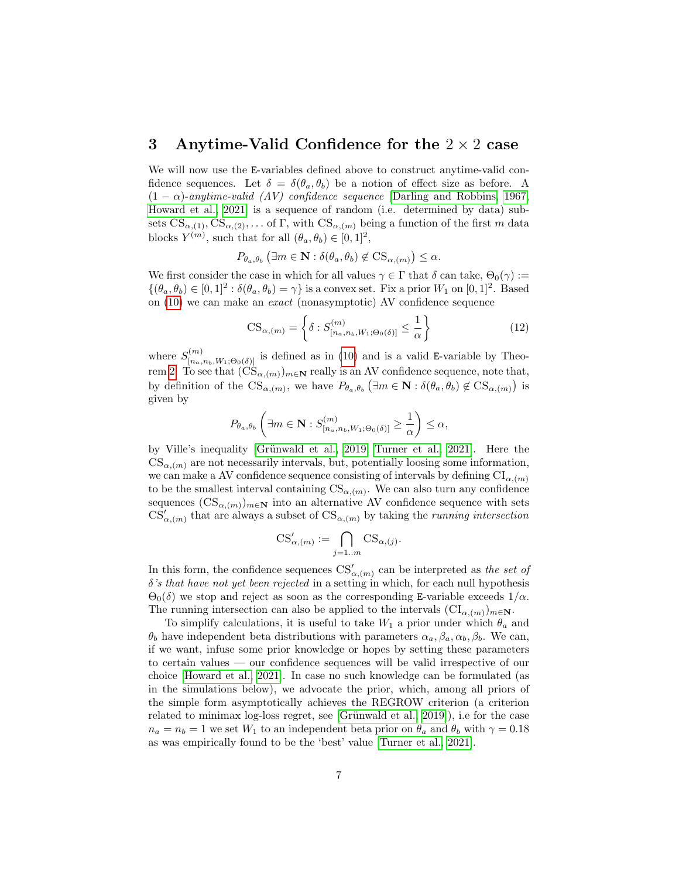## 3 Anytime-Valid Confidence for the $2 \times 2$ case

We will now use the E-variables defined above to construct anytime-valid confidence sequences. Let $\delta = \delta(\theta_a, \theta_b)$ be a notion of effect size as before. A $(1-\alpha)$-*anytime-valid (AV) confidence sequence* [Darling and Robbins, 1967, Howard et al., 2021] is a sequence of random (i.e. determined by data) subsets $\text{CS}_{\alpha,(1)}, \text{CS}_{\alpha,(2)}, \ldots$ of $\Gamma$, with $\text{CS}_{\alpha,(m)}$ being a function of the first $m$ data blocks $Y^{(m)}$, such that for all $(\theta_a, \theta_b) \in [0,1]^2$,

$$P_{\theta_a,\theta_b}\left(\exists m \in \mathbf{N} : \delta(\theta_a, \theta_b) \notin \text{CS}_{\alpha,(m)}\right) \leq \alpha.$$

We first consider the case in which for all values $\gamma \in \Gamma$ that $\delta$ can take, $\Theta_0(\gamma) := \{(\theta_a, \theta_b) \in [0,1]^2 : \delta(\theta_a, \theta_b) = \gamma\}$ is a convex set. Fix a prior $W_1$ on $[0,1]^2$. Based on (10) we can make an *exact* (nonasymptotic) AV confidence sequence

$$\text{CS}_{\alpha,(m)} = \left\{ \delta : S^{(m)}_{[n_a,n_b,W_1;\Theta_0(\delta)]} \leq \frac{1}{\alpha} \right\} \tag{12}$$

where $S^{(m)}_{[n_a,n_b,W_1;\Theta_0(\delta)]}$ is defined as in (10) and is a valid E-variable by Theorem 2. To see that $(\text{CS}_{\alpha,(m)})_{m \in \mathbf{N}}$ really is an AV confidence sequence, note that, by definition of the $\text{CS}_{\alpha,(m)}$, we have $P_{\theta_a,\theta_b}\left(\exists m \in \mathbf{N} : \delta(\theta_a, \theta_b) \notin \text{CS}_{\alpha,(m)}\right)$ is given by

$$P_{\theta_a,\theta_b}\left(\exists m \in \mathbf{N} : S^{(m)}_{[n_a,n_b,W_1;\Theta_0(\delta)]} \geq \frac{1}{\alpha}\right) \leq \alpha,$$

by Ville's inequality [Grünwald et al., 2019, Turner et al., 2021]. Here the $\text{CS}_{\alpha,(m)}$ are not necessarily intervals, but, potentially loosing some information, we can make a AV confidence sequence consisting of intervals by defining $\text{CI}_{\alpha,(m)}$ to be the smallest interval containing $\text{CS}_{\alpha,(m)}$. We can also turn any confidence sequences $(\text{CS}_{\alpha,(m)})_{m \in \mathbf{N}}$ into an alternative AV confidence sequence with sets $\text{CS}'_{\alpha,(m)}$ that are always a subset of $\text{CS}_{\alpha,(m)}$ by taking the *running intersection*

$$\text{CS}'_{\alpha,(m)} := \bigcap_{j=1..m} \text{CS}_{\alpha,(j)}.$$

In this form, the confidence sequences $\text{CS}'_{\alpha,(m)}$ can be interpreted as *the set of $\delta$'s that have not yet been rejected* in a setting in which, for each null hypothesis $\Theta_0(\delta)$ we stop and reject as soon as the corresponding E-variable exceeds $1/\alpha$. The running intersection can also be applied to the intervals $(\text{CI}_{\alpha,(m)})_{m \in \mathbf{N}}$.

To simplify calculations, it is useful to take $W_1$ a prior under which $\theta_a$ and $\theta_b$ have independent beta distributions with parameters $\alpha_a, \beta_a, \alpha_b, \beta_b$. We can, if we want, infuse some prior knowledge or hopes by setting these parameters to certain values — our confidence sequences will be valid irrespective of our choice [Howard et al., 2021]. In case no such knowledge can be formulated (as in the simulations below), we advocate the prior, which, among all priors of the simple form asymptotically achieves the REGROW criterion (a criterion related to minimax log-loss regret, see [Grünwald et al., 2019]), i.e for the case $n_a = n_b = 1$ we set $W_1$ to an independent beta prior on $\theta_a$ and $\theta_b$ with $\gamma = 0.18$ as was empirically found to be the 'best' value [Turner et al., 2021].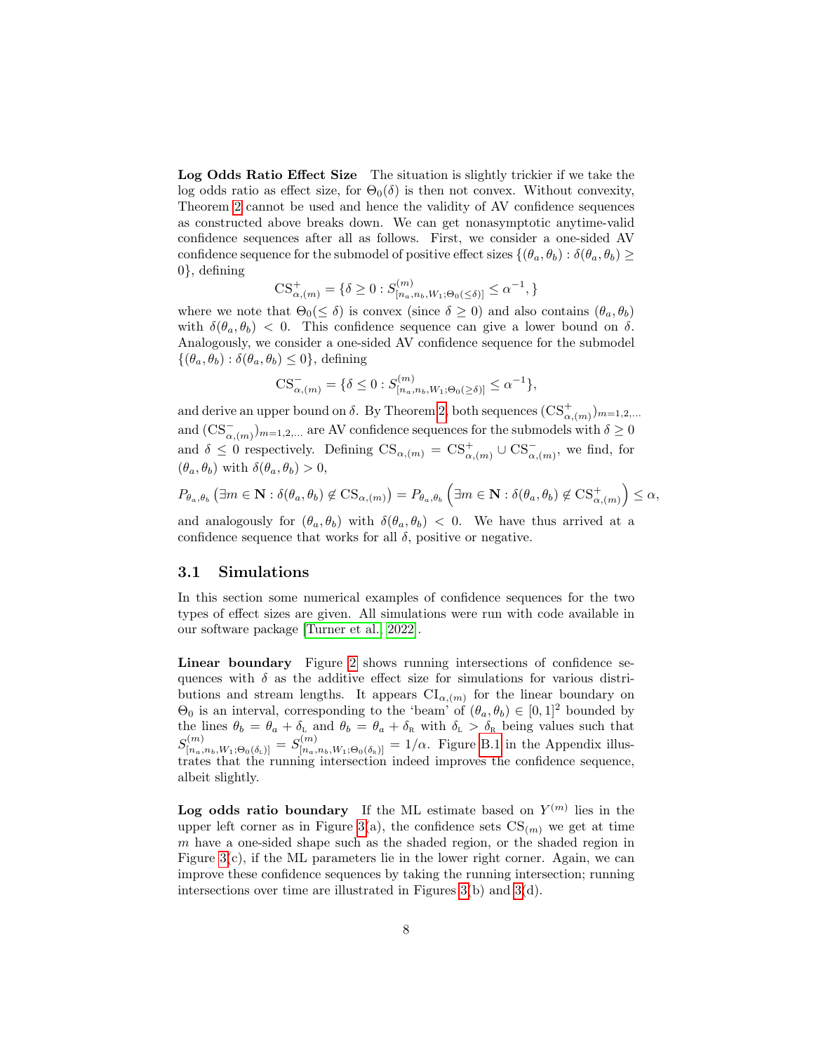**Log Odds Ratio Effect Size** The situation is slightly trickier if we take the log odds ratio as effect size, for $\Theta_0(\delta)$ is then not convex. Without convexity, Theorem 2 cannot be used and hence the validity of AV confidence sequences as constructed above breaks down. We can get nonasymptotic anytime-valid confidence sequences after all as follows. First, we consider a one-sided AV confidence sequence for the submodel of positive effect sizes $\{(\theta_a, \theta_b) : \delta(\theta_a, \theta_b) \geq 0\}$, defining

$$\text{CS}^+_{\alpha,(m)} = \{\delta \geq 0 : S^{(m)}_{[n_a, n_b, W_1; \Theta_0(\leq \delta)]} \leq \alpha^{-1}, \}$$

where we note that $\Theta_0(\leq \delta)$ is convex (since $\delta \geq 0$) and also contains $(\theta_a, \theta_b)$ with $\delta(\theta_a, \theta_b) < 0$. This confidence sequence can give a lower bound on $\delta$. Analogously, we consider a one-sided AV confidence sequence for the submodel $\{(\theta_a, \theta_b) : \delta(\theta_a, \theta_b) \leq 0\}$, defining

$$\text{CS}^-_{\alpha,(m)} = \{\delta \leq 0 : S^{(m)}_{[n_a, n_b, W_1; \Theta_0(\geq \delta)]} \leq \alpha^{-1}\},$$

and derive an upper bound on $\delta$. By Theorem 2, both sequences $(\text{CS}^+_{\alpha,(m)})_{m=1,2,\ldots}$ and $(\text{CS}^-_{\alpha,(m)})_{m=1,2,\ldots}$ are AV confidence sequences for the submodels with $\delta \geq 0$ and $\delta \leq 0$ respectively. Defining $\text{CS}_{\alpha,(m)} = \text{CS}^+_{\alpha,(m)} \cup \text{CS}^-_{\alpha,(m)}$, we find, for $(\theta_a, \theta_b)$ with $\delta(\theta_a, \theta_b) > 0$,

$$P_{\theta_a,\theta_b}\left(\exists m \in \mathbf{N} : \delta(\theta_a, \theta_b) \notin \text{CS}_{\alpha,(m)}\right) = P_{\theta_a,\theta_b}\left(\exists m \in \mathbf{N} : \delta(\theta_a, \theta_b) \notin \text{CS}^+_{\alpha,(m)}\right) \leq \alpha,$$

and analogously for $(\theta_a, \theta_b)$ with $\delta(\theta_a, \theta_b) < 0$. We have thus arrived at a confidence sequence that works for all $\delta$, positive or negative.

## 3.1 Simulations

In this section some numerical examples of confidence sequences for the two types of effect sizes are given. All simulations were run with code available in our software package [Turner et al., 2022].

**Linear boundary** Figure 2 shows running intersections of confidence sequences with $\delta$ as the additive effect size for simulations for various distributions and stream lengths. It appears $\text{CI}_{\alpha,(m)}$ for the linear boundary on $\Theta_0$ is an interval, corresponding to the 'beam' of $(\theta_a, \theta_b) \in [0,1]^2$ bounded by the lines $\theta_b = \theta_a + \delta_{\text{L}}$ and $\theta_b = \theta_a + \delta_{\text{R}}$ with $\delta_{\text{L}} > \delta_{\text{R}}$ being values such that $S^{(m)}_{[n_a, n_b, W_1; \Theta_0(\delta_{\text{L}})]} = S^{(m)}_{[n_a, n_b, W_1; \Theta_0(\delta_{\text{R}})]} = 1/\alpha$. Figure B.1 in the Appendix illustrates that the running intersection indeed improves the confidence sequence, albeit slightly.

**Log odds ratio boundary** If the ML estimate based on $Y^{(m)}$ lies in the upper left corner as in Figure 3(a), the confidence sets $\text{CS}_{(m)}$ we get at time $m$ have a one-sided shape such as the shaded region, or the shaded region in Figure 3(c), if the ML parameters lie in the lower right corner. Again, we can improve these confidence sequences by taking the running intersection; running intersections over time are illustrated in Figures 3(b) and 3(d).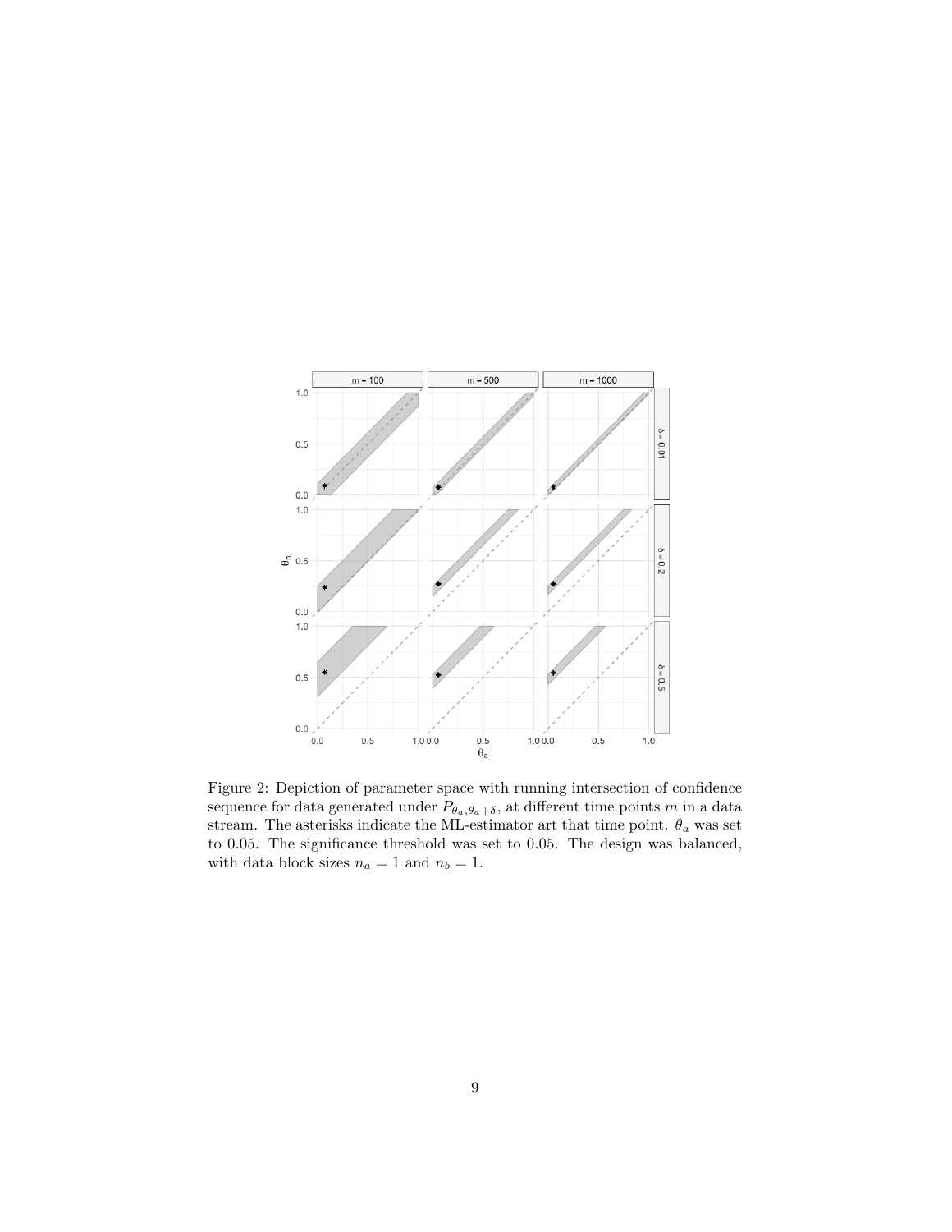Figure 2: Depiction of parameter space with running intersection of confidence sequence for data generated under $P_{\theta_a,\theta_a+\delta}$, at different time points $m$ in a data stream. The asterisks indicate the ML-estimator art that time point. $\theta_a$ was set to 0.05. The significance threshold was set to 0.05. The design was balanced, with data block sizes $n_a = 1$ and $n_b = 1$.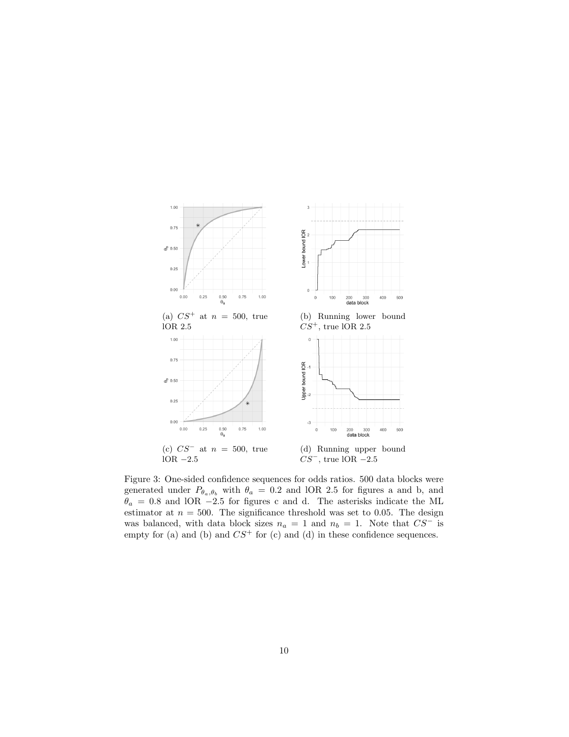(a) $CS^+$ at $n = 500$, true lOR 2.5

(b) Running lower bound $CS^+$, true lOR 2.5

(c) $CS^-$ at $n = 500$, true lOR $-2.5$

(d) Running upper bound $CS^-$, true lOR $-2.5$

Figure 3: One-sided confidence sequences for odds ratios. 500 data blocks were generated under $P_{\theta_a,\theta_b}$ with $\theta_a = 0.2$ and lOR 2.5 for figures a and b, and $\theta_a = 0.8$ and lOR $-2.5$ for figures c and d. The asterisks indicate the ML estimator at $n = 500$. The significance threshold was set to 0.05. The design was balanced, with data block sizes $n_a = 1$ and $n_b = 1$. Note that $CS^-$ is empty for (a) and (b) and $CS^+$ for (c) and (d) in these confidence sequences.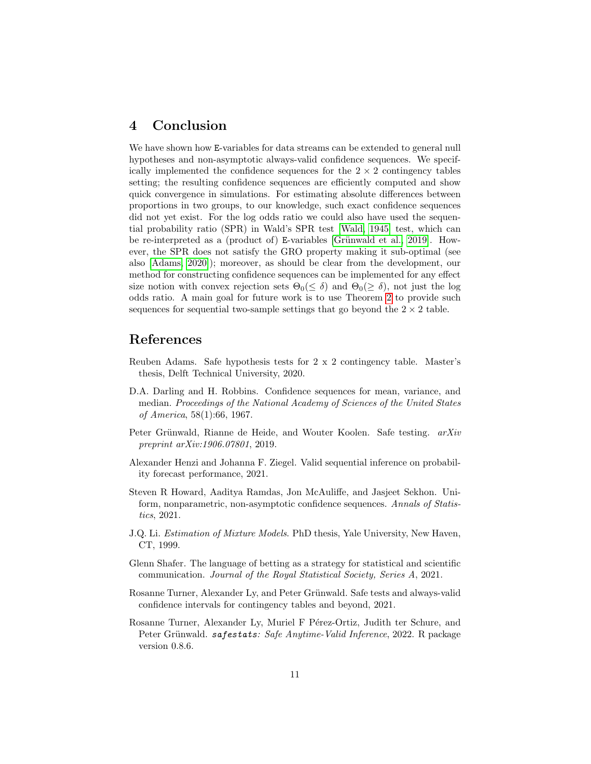## 4 Conclusion

We have shown how E-variables for data streams can be extended to general null hypotheses and non-asymptotic always-valid confidence sequences. We specifically implemented the confidence sequences for the $2 \times 2$ contingency tables setting; the resulting confidence sequences are efficiently computed and show quick convergence in simulations. For estimating absolute differences between proportions in two groups, to our knowledge, such exact confidence sequences did not yet exist. For the log odds ratio we could also have used the sequential probability ratio (SPR) in Wald's SPR test [Wald, 1945] test, which can be re-interpreted as a (product of) E-variables [Grünwald et al., 2019]. However, the SPR does not satisfy the GRO property making it sub-optimal (see also [Adams, 2020]); moreover, as should be clear from the development, our method for constructing confidence sequences can be implemented for any effect size notion with convex rejection sets $\Theta_0(\leq \delta)$ and $\Theta_0(\geq \delta)$, not just the log odds ratio. A main goal for future work is to use Theorem 2 to provide such sequences for sequential two-sample settings that go beyond the $2 \times 2$ table.

## References

Reuben Adams. Safe hypothesis tests for 2 x 2 contingency table. Master's thesis, Delft Technical University, 2020.

D.A. Darling and H. Robbins. Confidence sequences for mean, variance, and median. *Proceedings of the National Academy of Sciences of the United States of America*, 58(1):66, 1967.

Peter Grünwald, Rianne de Heide, and Wouter Koolen. Safe testing. *arXiv preprint arXiv:1906.07801*, 2019.

Alexander Henzi and Johanna F. Ziegel. Valid sequential inference on probability forecast performance, 2021.

Steven R Howard, Aaditya Ramdas, Jon McAuliffe, and Jasjeet Sekhon. Uniform, nonparametric, non-asymptotic confidence sequences. *Annals of Statistics*, 2021.

J.Q. Li. *Estimation of Mixture Models*. PhD thesis, Yale University, New Haven, CT, 1999.

Glenn Shafer. The language of betting as a strategy for statistical and scientific communication. *Journal of the Royal Statistical Society, Series A*, 2021.

Rosanne Turner, Alexander Ly, and Peter Grünwald. Safe tests and always-valid confidence intervals for contingency tables and beyond, 2021.

Rosanne Turner, Alexander Ly, Muriel F Pérez-Ortiz, Judith ter Schure, and Peter Grünwald. *safestats: Safe Anytime-Valid Inference*, 2022. R package version 0.8.6.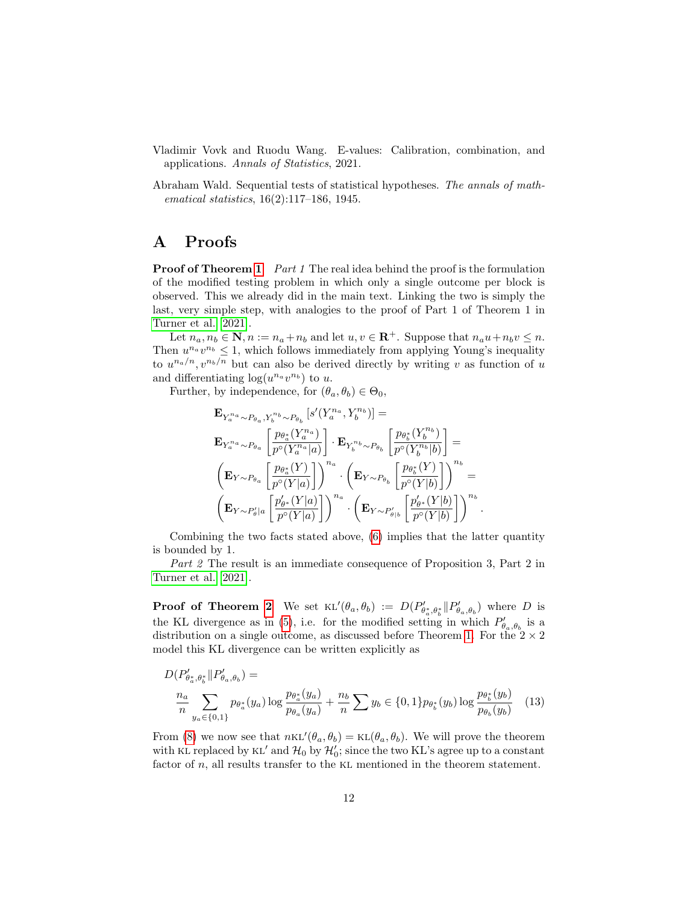Vladimir Vovk and Ruodu Wang. E-values: Calibration, combination, and applications. *Annals of Statistics*, 2021.

Abraham Wald. Sequential tests of statistical hypotheses. *The annals of mathematical statistics*, 16(2):117–186, 1945.

# A Proofs

**Proof of Theorem 1** *Part 1* The real idea behind the proof is the formulation of the modified testing problem in which only a single outcome per block is observed. This we already did in the main text. Linking the two is simply the last, very simple step, with analogies to the proof of Part 1 of Theorem 1 in Turner et al. [2021].

Let $n_a, n_b \in \mathbf{N}, n := n_a + n_b$ and let $u, v \in \mathbf{R}^+$. Suppose that $n_a u + n_b v \leq n$. Then $u^{n_a} v^{n_b} \leq 1$, which follows immediately from applying Young's inequality to $u^{n_a/n}, v^{n_b/n}$ but can also be derived directly by writing $v$ as function of $u$ and differentiating $\log(u^{n_a} v^{n_b})$ to $u$.

Further, by independence, for $(\theta_a, \theta_b) \in \Theta_0$,

$$
\begin{aligned}
&\mathbf{E}_{Y_a^{n_a} \sim P_{\theta_a}, Y_b^{n_b} \sim P_{\theta_b}} \left[ s'(Y_a^{n_a}, Y_b^{n_b}) \right] = \\
&\mathbf{E}_{Y_a^{n_a} \sim P_{\theta_a}} \left[ \frac{p_{\theta_a^*}(Y_a^{n_a})}{p^\circ(Y_a^{n_a}|a)} \right] \cdot \mathbf{E}_{Y_b^{n_b} \sim P_{\theta_b}} \left[ \frac{p_{\theta_b^*}(Y_b^{n_b})}{p^\circ(Y_b^{n_b}|b)} \right] = \\
&\left( \mathbf{E}_{Y \sim P_{\theta_a}} \left[ \frac{p_{\theta_a^*}(Y)}{p^\circ(Y|a)} \right] \right)^{n_a} \cdot \left( \mathbf{E}_{Y \sim P_{\theta_b}} \left[ \frac{p_{\theta_b^*}(Y)}{p^\circ(Y|b)} \right] \right)^{n_b} = \\
&\left( \mathbf{E}_{Y \sim P'_{\theta}|a} \left[ \frac{p'_{\theta^*}(Y|a)}{p^\circ(Y|a)} \right] \right)^{n_a} \cdot \left( \mathbf{E}_{Y \sim P'_{\theta|b}} \left[ \frac{p'_{\theta^*}(Y|b)}{p^\circ(Y|b)} \right] \right)^{n_b}.
\end{aligned}
$$

Combining the two facts stated above, (6) implies that the latter quantity is bounded by 1.

*Part 2* The result is an immediate consequence of Proposition 3, Part 2 in Turner et al. [2021].

**Proof of Theorem 2** We set $\text{KL}'(\theta_a, \theta_b) := D(P'_{\theta_a^*, \theta_b^*} \| P'_{\theta_a, \theta_b})$ where $D$ is the KL divergence as in (5), i.e. for the modified setting in which $P'_{\theta_a, \theta_b}$ is a distribution on a single outcome, as discussed before Theorem 1. For the $2 \times 2$ model this KL divergence can be written explicitly as

$$
D(P'_{\theta_a^*, \theta_b^*} \| P'_{\theta_a, \theta_b}) = \\
\frac{n_a}{n} \sum_{y_a \in \{0,1\}} p_{\theta_a^*}(y_a) \log \frac{p_{\theta_a^*}(y_a)}{p_{\theta_a}(y_a)} + \frac{n_b}{n} \sum y_b \in \{0,1\} p_{\theta_b^*}(y_b) \log \frac{p_{\theta_b^*}(y_b)}{p_{\theta_b}(y_b)} \tag{13}
$$

From (8) we now see that $n\text{KL}'(\theta_a, \theta_b) = \text{KL}(\theta_a, \theta_b)$. We will prove the theorem with KL replaced by $\text{KL}'$ and $\mathcal{H}_0$ by $\mathcal{H}'_0$; since the two KL's agree up to a constant factor of $n$, all results transfer to the KL mentioned in the theorem statement.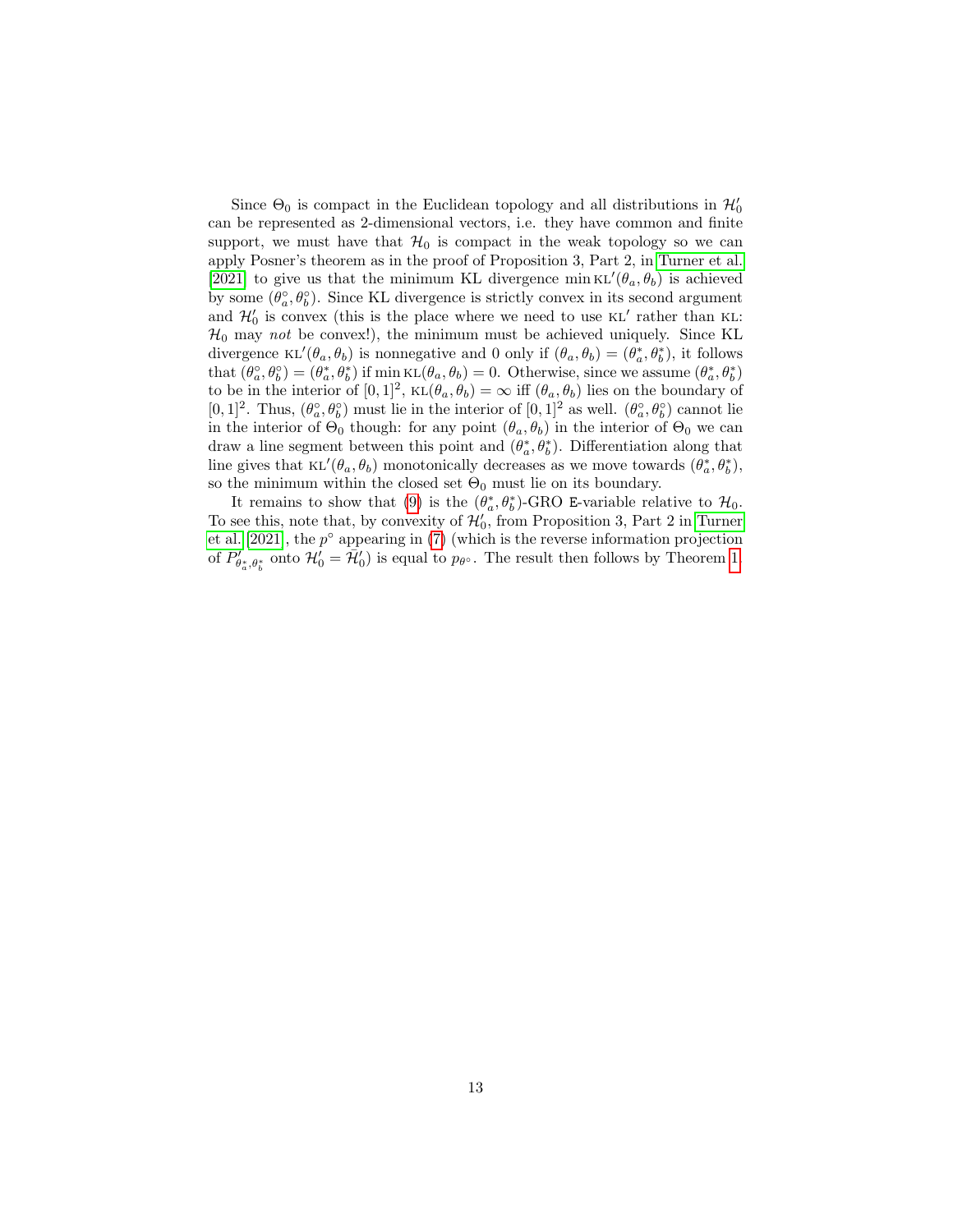Since $\Theta_0$ is compact in the Euclidean topology and all distributions in $\mathcal{H}'_0$ can be represented as 2-dimensional vectors, i.e. they have common and finite support, we must have that $\mathcal{H}_0$ is compact in the weak topology so we can apply Posner's theorem as in the proof of Proposition 3, Part 2, in Turner et al. [2021] to give us that the minimum KL divergence $\min \text{KL}'(\theta_a, \theta_b)$ is achieved by some $(\theta_a^\circ, \theta_b^\circ)$. Since KL divergence is strictly convex in its second argument and $\mathcal{H}'_0$ is convex (this is the place where we need to use $\text{KL}'$ rather than KL: $\mathcal{H}_0$ may *not* be convex!), the minimum must be achieved uniquely. Since KL divergence $\text{KL}'(\theta_a, \theta_b)$ is nonnegative and 0 only if $(\theta_a, \theta_b) = (\theta_a^*, \theta_b^*)$, it follows that $(\theta_a^\circ, \theta_b^\circ) = (\theta_a^*, \theta_b^*)$ if $\min \text{KL}(\theta_a, \theta_b) = 0$. Otherwise, since we assume $(\theta_a^*, \theta_b^*)$ to be in the interior of $[0, 1]^2$, $\text{KL}(\theta_a, \theta_b) = \infty$ iff $(\theta_a, \theta_b)$ lies on the boundary of $[0, 1]^2$. Thus, $(\theta_a^\circ, \theta_b^\circ)$ must lie in the interior of $[0, 1]^2$ as well. $(\theta_a^\circ, \theta_b^\circ)$ cannot lie in the interior of $\Theta_0$ though: for any point $(\theta_a, \theta_b)$ in the interior of $\Theta_0$ we can draw a line segment between this point and $(\theta_a^*, \theta_b^*)$. Differentiation along that line gives that $\text{KL}'(\theta_a, \theta_b)$ monotonically decreases as we move towards $(\theta_a^*, \theta_b^*)$, so the minimum within the closed set $\Theta_0$ must lie on its boundary.

It remains to show that (9) is the $(\theta_a^*, \theta_b^*)$-GRO E-variable relative to $\mathcal{H}_0$. To see this, note that, by convexity of $\mathcal{H}'_0$, from Proposition 3, Part 2 in Turner et al. [2021], the $p^\circ$ appearing in (7) (which is the reverse information projection of $P'_{\theta_a^*, \theta_b^*}$ onto $\mathcal{H}'_0 = \bar{\mathcal{H}}'_0$) is equal to $p_{\theta^\circ}$. The result then follows by Theorem 1.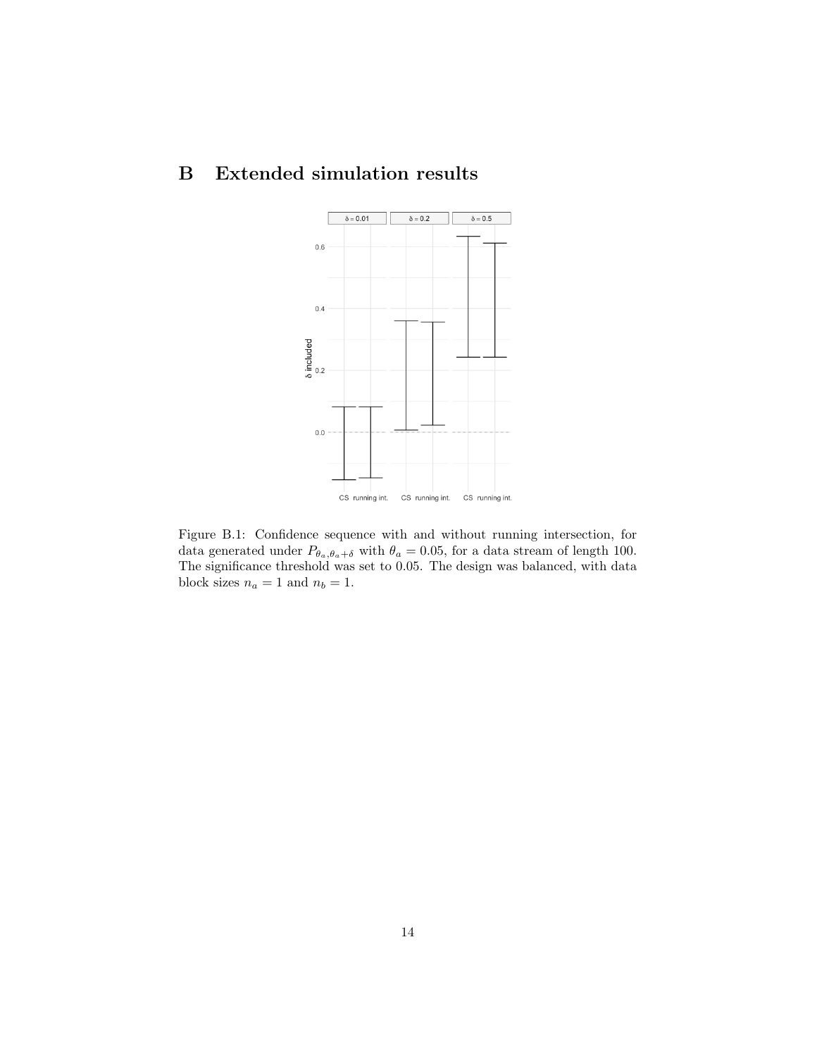# B Extended simulation results

δ = 0.01
δ = 0.2
δ = 0.5

0.6
0.4
0.2
0.0

δ included

CS running int.
CS running int.
CS running int.

Figure B.1: Confidence sequence with and without running intersection, for data generated under $P_{\theta_a,\theta_a+\delta}$ with $\theta_a = 0.05$, for a data stream of length 100. The significance threshold was set to 0.05. The design was balanced, with data block sizes $n_a = 1$ and $n_b = 1$.